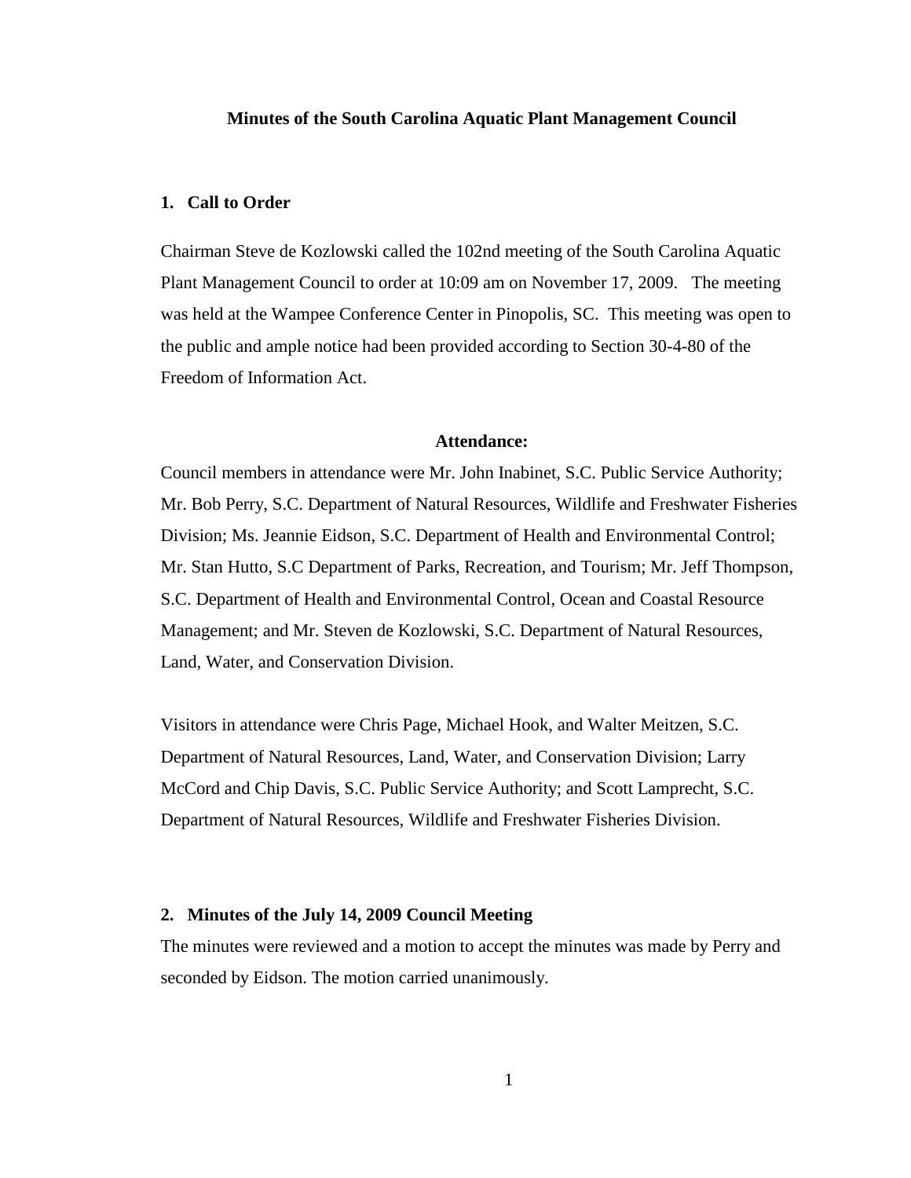# Minutes of the South Carolina Aquatic Plant Management Council

## 1. Call to Order

Chairman Steve de Kozlowski called the 102nd meeting of the South Carolina Aquatic Plant Management Council to order at 10:09 am on November 17, 2009. The meeting was held at the Wampee Conference Center in Pinopolis, SC. This meeting was open to the public and ample notice had been provided according to Section 30-4-80 of the Freedom of Information Act.

### Attendance:

Council members in attendance were Mr. John Inabinet, S.C. Public Service Authority; Mr. Bob Perry, S.C. Department of Natural Resources, Wildlife and Freshwater Fisheries Division; Ms. Jeannie Eidson, S.C. Department of Health and Environmental Control; Mr. Stan Hutto, S.C Department of Parks, Recreation, and Tourism; Mr. Jeff Thompson, S.C. Department of Health and Environmental Control, Ocean and Coastal Resource Management; and Mr. Steven de Kozlowski, S.C. Department of Natural Resources, Land, Water, and Conservation Division.

Visitors in attendance were Chris Page, Michael Hook, and Walter Meitzen, S.C. Department of Natural Resources, Land, Water, and Conservation Division; Larry McCord and Chip Davis, S.C. Public Service Authority; and Scott Lamprecht, S.C. Department of Natural Resources, Wildlife and Freshwater Fisheries Division.

## 2. Minutes of the July 14, 2009 Council Meeting

The minutes were reviewed and a motion to accept the minutes was made by Perry and seconded by Eidson. The motion carried unanimously.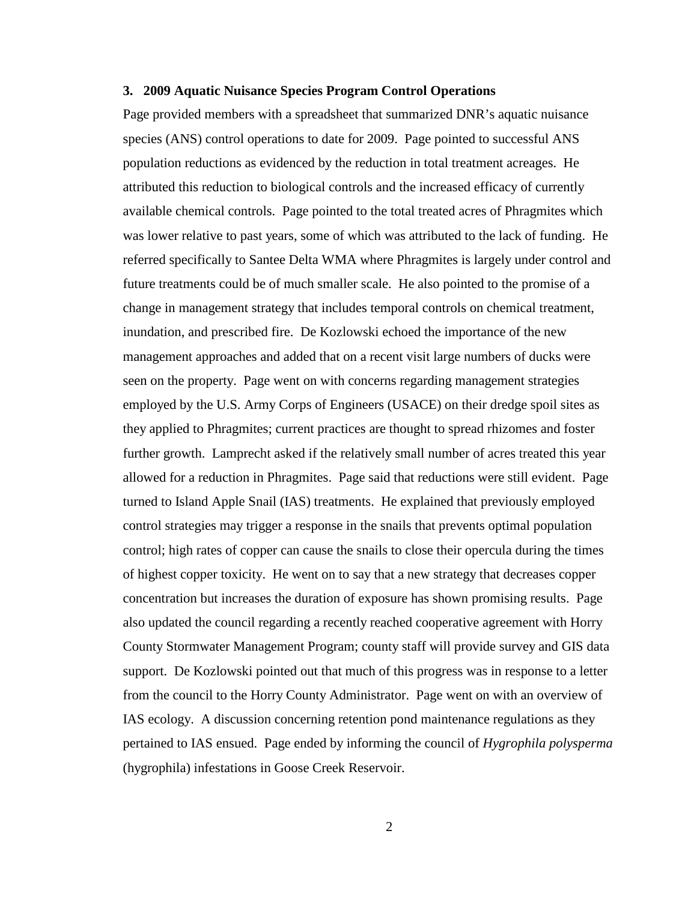**3. 2009 Aquatic Nuisance Species Program Control Operations**

Page provided members with a spreadsheet that summarized DNR's aquatic nuisance species (ANS) control operations to date for 2009. Page pointed to successful ANS population reductions as evidenced by the reduction in total treatment acreages. He attributed this reduction to biological controls and the increased efficacy of currently available chemical controls. Page pointed to the total treated acres of Phragmites which was lower relative to past years, some of which was attributed to the lack of funding. He referred specifically to Santee Delta WMA where Phragmites is largely under control and future treatments could be of much smaller scale. He also pointed to the promise of a change in management strategy that includes temporal controls on chemical treatment, inundation, and prescribed fire. De Kozlowski echoed the importance of the new management approaches and added that on a recent visit large numbers of ducks were seen on the property. Page went on with concerns regarding management strategies employed by the U.S. Army Corps of Engineers (USACE) on their dredge spoil sites as they applied to Phragmites; current practices are thought to spread rhizomes and foster further growth. Lamprecht asked if the relatively small number of acres treated this year allowed for a reduction in Phragmites. Page said that reductions were still evident. Page turned to Island Apple Snail (IAS) treatments. He explained that previously employed control strategies may trigger a response in the snails that prevents optimal population control; high rates of copper can cause the snails to close their opercula during the times of highest copper toxicity. He went on to say that a new strategy that decreases copper concentration but increases the duration of exposure has shown promising results. Page also updated the council regarding a recently reached cooperative agreement with Horry County Stormwater Management Program; county staff will provide survey and GIS data support. De Kozlowski pointed out that much of this progress was in response to a letter from the council to the Horry County Administrator. Page went on with an overview of IAS ecology. A discussion concerning retention pond maintenance regulations as they pertained to IAS ensued. Page ended by informing the council of *Hygrophila polysperma* (hygrophila) infestations in Goose Creek Reservoir.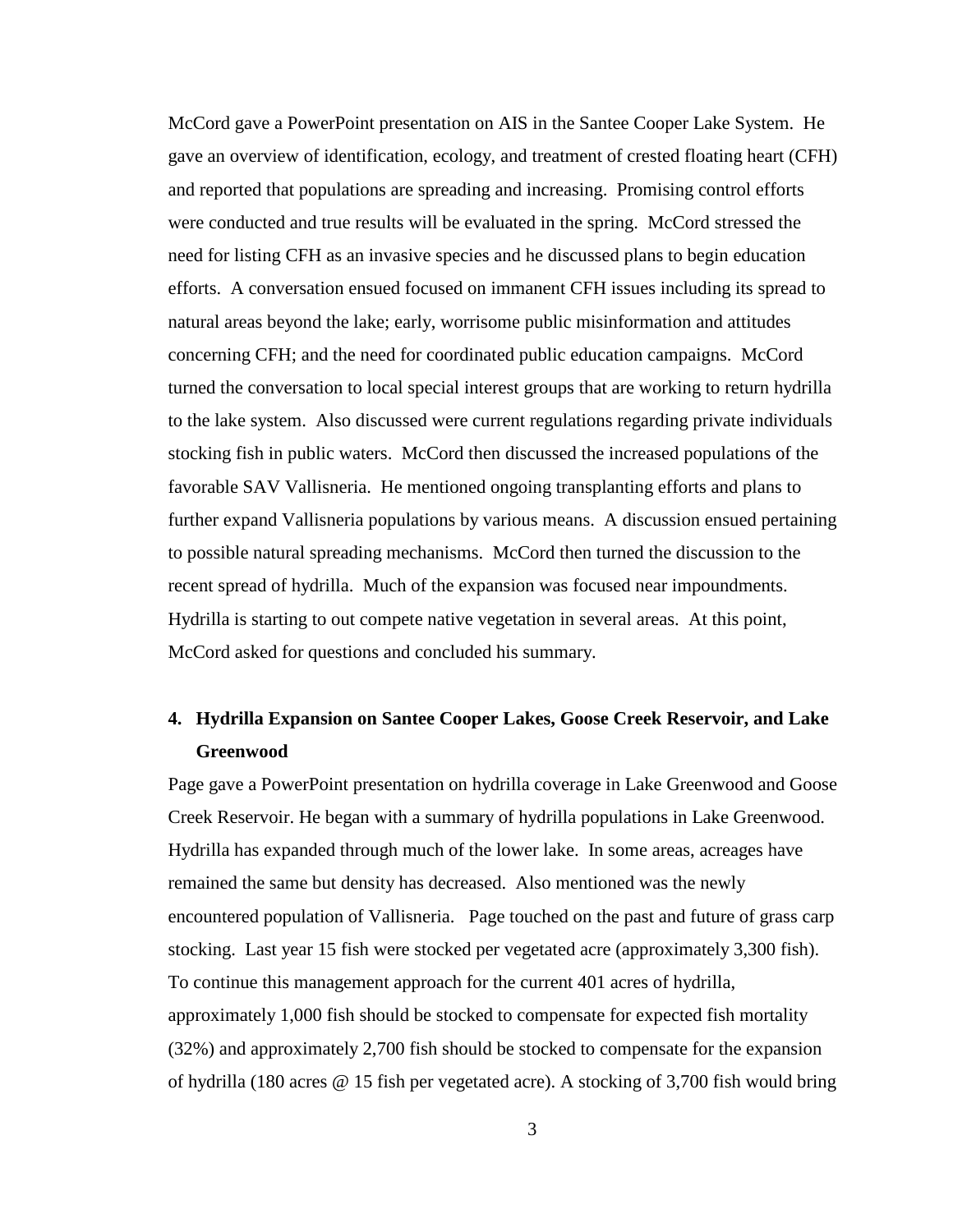McCord gave a PowerPoint presentation on AIS in the Santee Cooper Lake System. He gave an overview of identification, ecology, and treatment of crested floating heart (CFH) and reported that populations are spreading and increasing. Promising control efforts were conducted and true results will be evaluated in the spring. McCord stressed the need for listing CFH as an invasive species and he discussed plans to begin education efforts. A conversation ensued focused on immanent CFH issues including its spread to natural areas beyond the lake; early, worrisome public misinformation and attitudes concerning CFH; and the need for coordinated public education campaigns. McCord turned the conversation to local special interest groups that are working to return hydrilla to the lake system. Also discussed were current regulations regarding private individuals stocking fish in public waters. McCord then discussed the increased populations of the favorable SAV Vallisneria. He mentioned ongoing transplanting efforts and plans to further expand Vallisneria populations by various means. A discussion ensued pertaining to possible natural spreading mechanisms. McCord then turned the discussion to the recent spread of hydrilla. Much of the expansion was focused near impoundments. Hydrilla is starting to out compete native vegetation in several areas. At this point, McCord asked for questions and concluded his summary.

## 4. Hydrilla Expansion on Santee Cooper Lakes, Goose Creek Reservoir, and Lake Greenwood

Page gave a PowerPoint presentation on hydrilla coverage in Lake Greenwood and Goose Creek Reservoir. He began with a summary of hydrilla populations in Lake Greenwood. Hydrilla has expanded through much of the lower lake. In some areas, acreages have remained the same but density has decreased. Also mentioned was the newly encountered population of Vallisneria. Page touched on the past and future of grass carp stocking. Last year 15 fish were stocked per vegetated acre (approximately 3,300 fish). To continue this management approach for the current 401 acres of hydrilla, approximately 1,000 fish should be stocked to compensate for expected fish mortality (32%) and approximately 2,700 fish should be stocked to compensate for the expansion of hydrilla (180 acres @ 15 fish per vegetated acre). A stocking of 3,700 fish would bring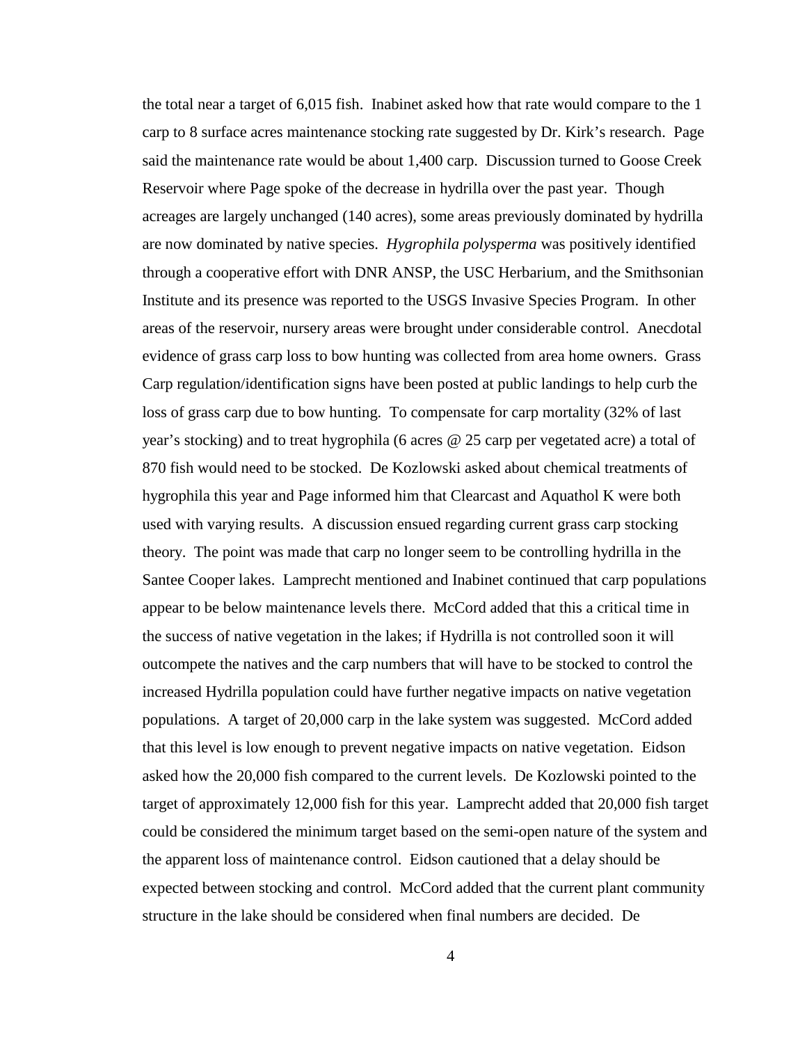the total near a target of 6,015 fish. Inabinet asked how that rate would compare to the 1 carp to 8 surface acres maintenance stocking rate suggested by Dr. Kirk's research. Page said the maintenance rate would be about 1,400 carp. Discussion turned to Goose Creek Reservoir where Page spoke of the decrease in hydrilla over the past year. Though acreages are largely unchanged (140 acres), some areas previously dominated by hydrilla are now dominated by native species. *Hygrophila polysperma* was positively identified through a cooperative effort with DNR ANSP, the USC Herbarium, and the Smithsonian Institute and its presence was reported to the USGS Invasive Species Program. In other areas of the reservoir, nursery areas were brought under considerable control. Anecdotal evidence of grass carp loss to bow hunting was collected from area home owners. Grass Carp regulation/identification signs have been posted at public landings to help curb the loss of grass carp due to bow hunting. To compensate for carp mortality (32% of last year's stocking) and to treat hygrophila (6 acres @ 25 carp per vegetated acre) a total of 870 fish would need to be stocked. De Kozlowski asked about chemical treatments of hygrophila this year and Page informed him that Clearcast and Aquathol K were both used with varying results. A discussion ensued regarding current grass carp stocking theory. The point was made that carp no longer seem to be controlling hydrilla in the Santee Cooper lakes. Lamprecht mentioned and Inabinet continued that carp populations appear to be below maintenance levels there. McCord added that this a critical time in the success of native vegetation in the lakes; if Hydrilla is not controlled soon it will outcompete the natives and the carp numbers that will have to be stocked to control the increased Hydrilla population could have further negative impacts on native vegetation populations. A target of 20,000 carp in the lake system was suggested. McCord added that this level is low enough to prevent negative impacts on native vegetation. Eidson asked how the 20,000 fish compared to the current levels. De Kozlowski pointed to the target of approximately 12,000 fish for this year. Lamprecht added that 20,000 fish target could be considered the minimum target based on the semi-open nature of the system and the apparent loss of maintenance control. Eidson cautioned that a delay should be expected between stocking and control. McCord added that the current plant community structure in the lake should be considered when final numbers are decided. De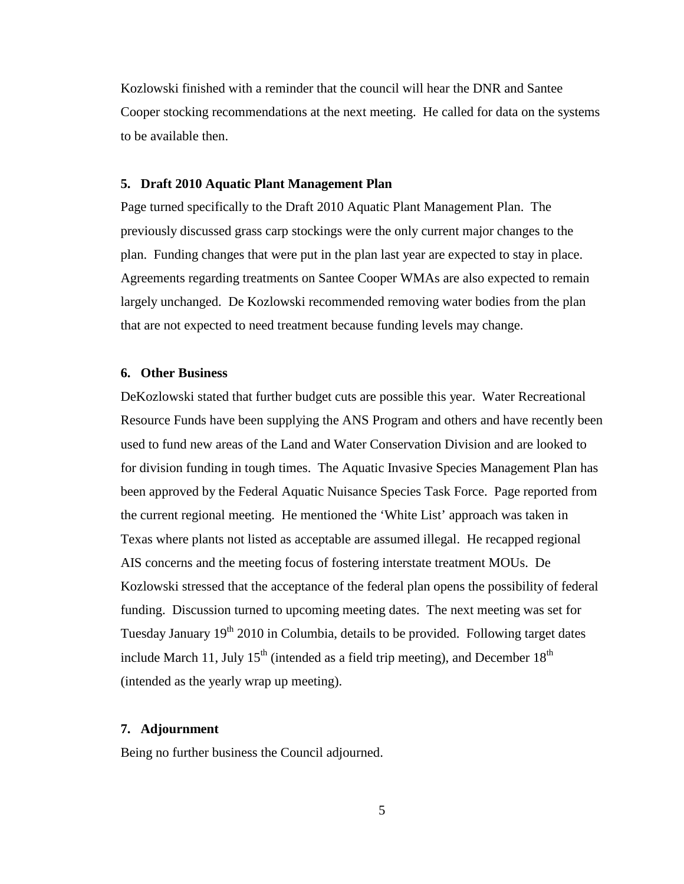Kozlowski finished with a reminder that the council will hear the DNR and Santee Cooper stocking recommendations at the next meeting. He called for data on the systems to be available then.

**5. Draft 2010 Aquatic Plant Management Plan**

Page turned specifically to the Draft 2010 Aquatic Plant Management Plan. The previously discussed grass carp stockings were the only current major changes to the plan. Funding changes that were put in the plan last year are expected to stay in place. Agreements regarding treatments on Santee Cooper WMAs are also expected to remain largely unchanged. De Kozlowski recommended removing water bodies from the plan that are not expected to need treatment because funding levels may change.

**6. Other Business**

DeKozlowski stated that further budget cuts are possible this year. Water Recreational Resource Funds have been supplying the ANS Program and others and have recently been used to fund new areas of the Land and Water Conservation Division and are looked to for division funding in tough times. The Aquatic Invasive Species Management Plan has been approved by the Federal Aquatic Nuisance Species Task Force. Page reported from the current regional meeting. He mentioned the 'White List' approach was taken in Texas where plants not listed as acceptable are assumed illegal. He recapped regional AIS concerns and the meeting focus of fostering interstate treatment MOUs. De Kozlowski stressed that the acceptance of the federal plan opens the possibility of federal funding. Discussion turned to upcoming meeting dates. The next meeting was set for Tuesday January 19th 2010 in Columbia, details to be provided. Following target dates include March 11, July 15th (intended as a field trip meeting), and December 18th (intended as the yearly wrap up meeting).

**7. Adjournment**

Being no further business the Council adjourned.